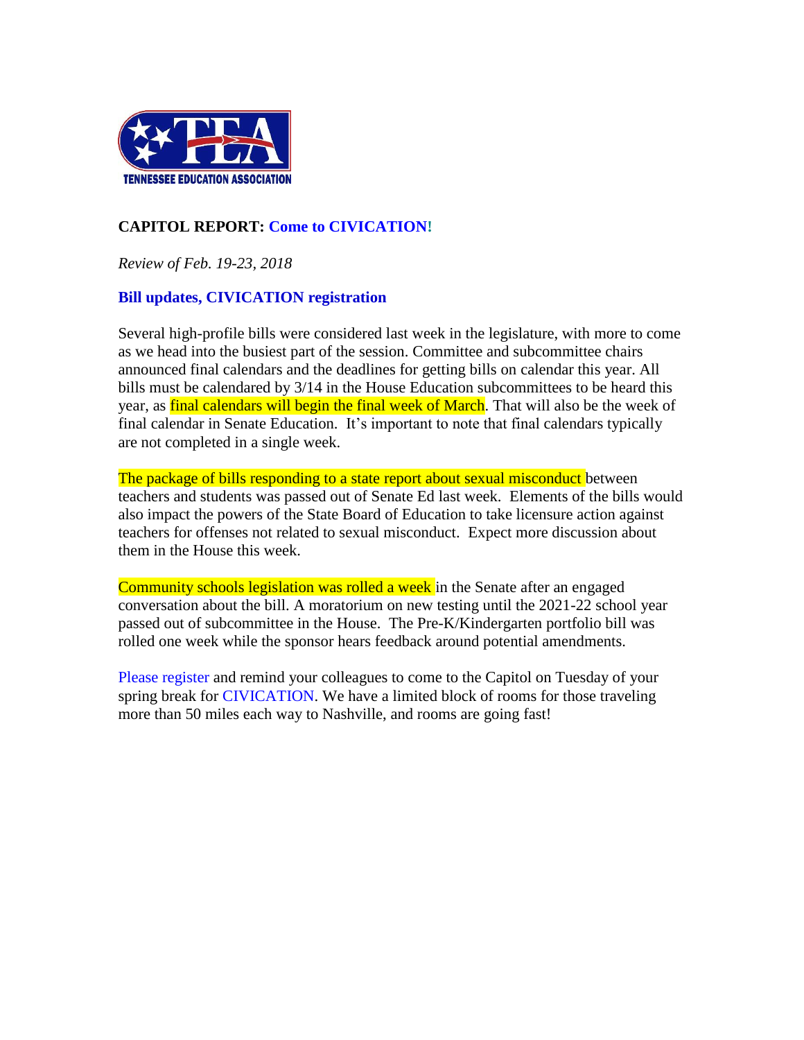TENNESSEE EDUCATION ASSOCIATION

## CAPITOL REPORT: Come to CIVICATION!

*Review of Feb. 19-23, 2018*

### Bill updates, CIVICATION registration

Several high-profile bills were considered last week in the legislature, with more to come as we head into the busiest part of the session. Committee and subcommittee chairs announced final calendars and the deadlines for getting bills on calendar this year. All bills must be calendared by 3/14 in the House Education subcommittees to be heard this year, as final calendars will begin the final week of March. That will also be the week of final calendar in Senate Education. It's important to note that final calendars typically are not completed in a single week.

The package of bills responding to a state report about sexual misconduct between teachers and students was passed out of Senate Ed last week. Elements of the bills would also impact the powers of the State Board of Education to take licensure action against teachers for offenses not related to sexual misconduct. Expect more discussion about them in the House this week.

Community schools legislation was rolled a week in the Senate after an engaged conversation about the bill. A moratorium on new testing until the 2021-22 school year passed out of subcommittee in the House. The Pre-K/Kindergarten portfolio bill was rolled one week while the sponsor hears feedback around potential amendments.

Please register and remind your colleagues to come to the Capitol on Tuesday of your spring break for CIVICATION. We have a limited block of rooms for those traveling more than 50 miles each way to Nashville, and rooms are going fast!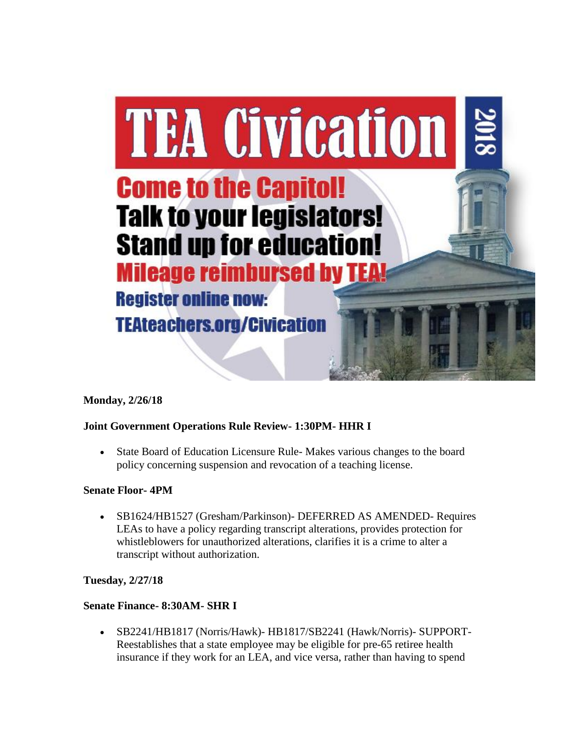# TEA Civication 2018

**Come to the Capitol!**
**Talk to your legislators!**
**Stand up for education!**
**Mileage reimbursed by TEA!**
**Register online now:**
**TEAteachers.org/Civication**

**Monday, 2/26/18**

**Joint Government Operations Rule Review- 1:30PM- HHR I**

- State Board of Education Licensure Rule- Makes various changes to the board policy concerning suspension and revocation of a teaching license.

**Senate Floor- 4PM**

- SB1624/HB1527 (Gresham/Parkinson)- DEFERRED AS AMENDED- Requires LEAs to have a policy regarding transcript alterations, provides protection for whistleblowers for unauthorized alterations, clarifies it is a crime to alter a transcript without authorization.

**Tuesday, 2/27/18**

**Senate Finance- 8:30AM- SHR I**

- SB2241/HB1817 (Norris/Hawk)- HB1817/SB2241 (Hawk/Norris)- SUPPORT- Reestablishes that a state employee may be eligible for pre-65 retiree health insurance if they work for an LEA, and vice versa, rather than having to spend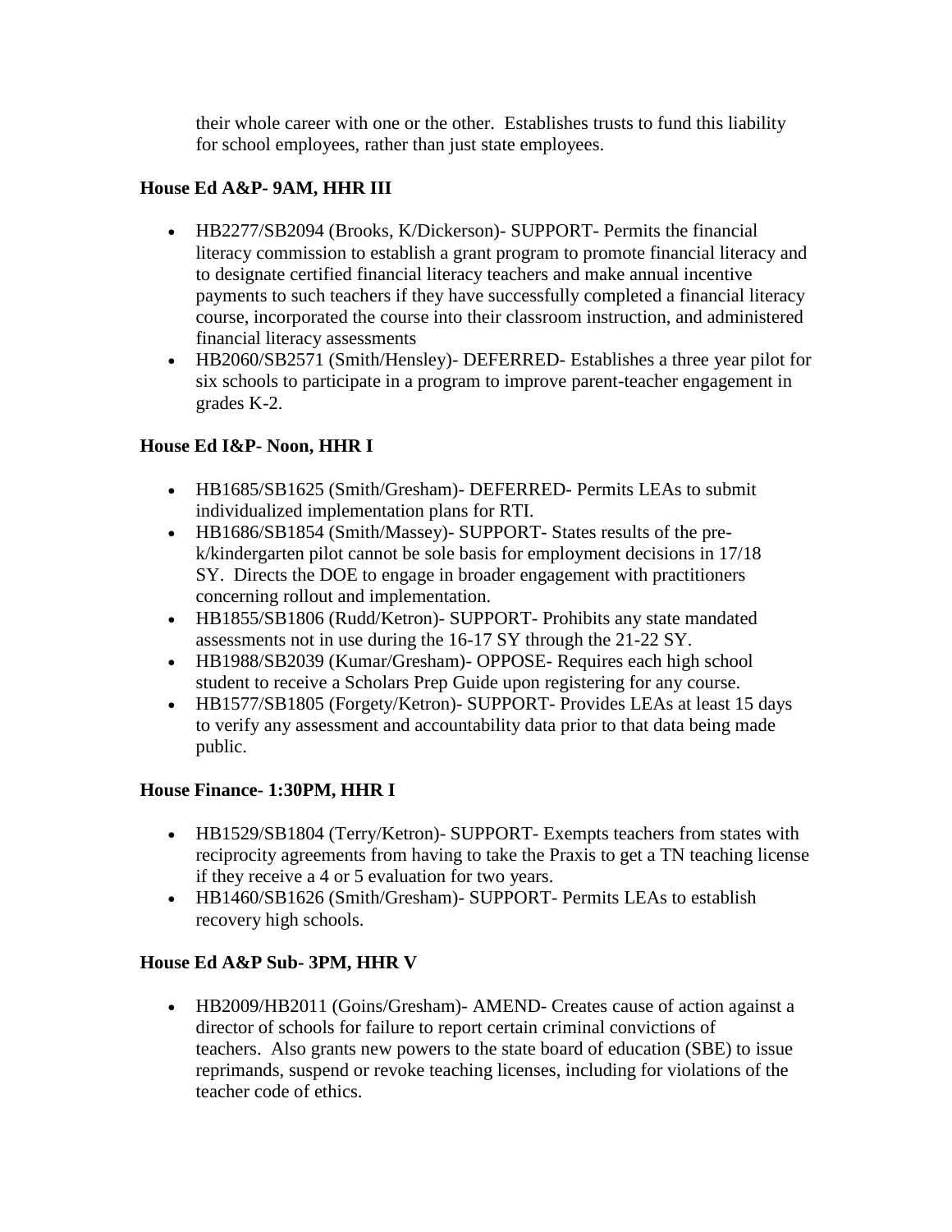their whole career with one or the other. Establishes trusts to fund this liability for school employees, rather than just state employees.

**House Ed A&P- 9AM, HHR III**

- HB2277/SB2094 (Brooks, K/Dickerson)- SUPPORT- Permits the financial literacy commission to establish a grant program to promote financial literacy and to designate certified financial literacy teachers and make annual incentive payments to such teachers if they have successfully completed a financial literacy course, incorporated the course into their classroom instruction, and administered financial literacy assessments
- HB2060/SB2571 (Smith/Hensley)- DEFERRED- Establishes a three year pilot for six schools to participate in a program to improve parent-teacher engagement in grades K-2.

**House Ed I&P- Noon, HHR I**

- HB1685/SB1625 (Smith/Gresham)- DEFERRED- Permits LEAs to submit individualized implementation plans for RTI.
- HB1686/SB1854 (Smith/Massey)- SUPPORT- States results of the pre-k/kindergarten pilot cannot be sole basis for employment decisions in 17/18 SY. Directs the DOE to engage in broader engagement with practitioners concerning rollout and implementation.
- HB1855/SB1806 (Rudd/Ketron)- SUPPORT- Prohibits any state mandated assessments not in use during the 16-17 SY through the 21-22 SY.
- HB1988/SB2039 (Kumar/Gresham)- OPPOSE- Requires each high school student to receive a Scholars Prep Guide upon registering for any course.
- HB1577/SB1805 (Forgety/Ketron)- SUPPORT- Provides LEAs at least 15 days to verify any assessment and accountability data prior to that data being made public.

**House Finance- 1:30PM, HHR I**

- HB1529/SB1804 (Terry/Ketron)- SUPPORT- Exempts teachers from states with reciprocity agreements from having to take the Praxis to get a TN teaching license if they receive a 4 or 5 evaluation for two years.
- HB1460/SB1626 (Smith/Gresham)- SUPPORT- Permits LEAs to establish recovery high schools.

**House Ed A&P Sub- 3PM, HHR V**

- HB2009/HB2011 (Goins/Gresham)- AMEND- Creates cause of action against a director of schools for failure to report certain criminal convictions of teachers. Also grants new powers to the state board of education (SBE) to issue reprimands, suspend or revoke teaching licenses, including for violations of the teacher code of ethics.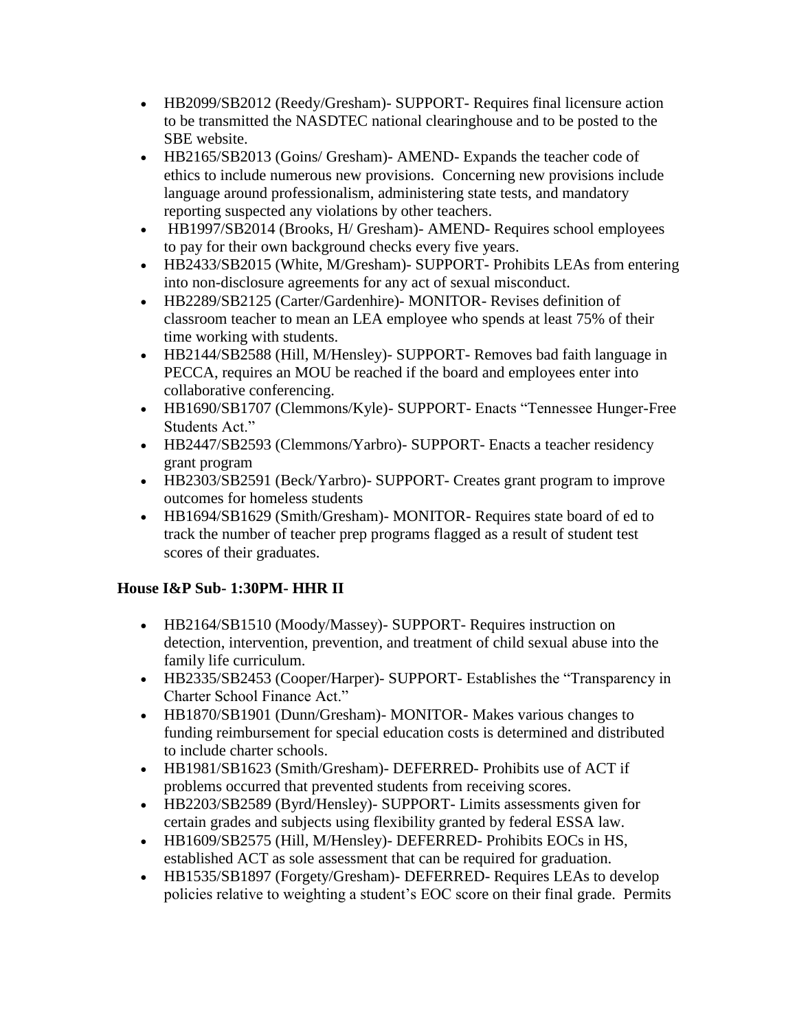- HB2099/SB2012 (Reedy/Gresham)- SUPPORT- Requires final licensure action to be transmitted the NASDTEC national clearinghouse and to be posted to the SBE website.
- HB2165/SB2013 (Goins/ Gresham)- AMEND- Expands the teacher code of ethics to include numerous new provisions. Concerning new provisions include language around professionalism, administering state tests, and mandatory reporting suspected any violations by other teachers.
- HB1997/SB2014 (Brooks, H/ Gresham)- AMEND- Requires school employees to pay for their own background checks every five years.
- HB2433/SB2015 (White, M/Gresham)- SUPPORT- Prohibits LEAs from entering into non-disclosure agreements for any act of sexual misconduct.
- HB2289/SB2125 (Carter/Gardenhire)- MONITOR- Revises definition of classroom teacher to mean an LEA employee who spends at least 75% of their time working with students.
- HB2144/SB2588 (Hill, M/Hensley)- SUPPORT- Removes bad faith language in PECCA, requires an MOU be reached if the board and employees enter into collaborative conferencing.
- HB1690/SB1707 (Clemmons/Kyle)- SUPPORT- Enacts "Tennessee Hunger-Free Students Act."
- HB2447/SB2593 (Clemmons/Yarbro)- SUPPORT- Enacts a teacher residency grant program
- HB2303/SB2591 (Beck/Yarbro)- SUPPORT- Creates grant program to improve outcomes for homeless students
- HB1694/SB1629 (Smith/Gresham)- MONITOR- Requires state board of ed to track the number of teacher prep programs flagged as a result of student test scores of their graduates.

**House I&P Sub- 1:30PM- HHR II**

- HB2164/SB1510 (Moody/Massey)- SUPPORT- Requires instruction on detection, intervention, prevention, and treatment of child sexual abuse into the family life curriculum.
- HB2335/SB2453 (Cooper/Harper)- SUPPORT- Establishes the "Transparency in Charter School Finance Act."
- HB1870/SB1901 (Dunn/Gresham)- MONITOR- Makes various changes to funding reimbursement for special education costs is determined and distributed to include charter schools.
- HB1981/SB1623 (Smith/Gresham)- DEFERRED- Prohibits use of ACT if problems occurred that prevented students from receiving scores.
- HB2203/SB2589 (Byrd/Hensley)- SUPPORT- Limits assessments given for certain grades and subjects using flexibility granted by federal ESSA law.
- HB1609/SB2575 (Hill, M/Hensley)- DEFERRED- Prohibits EOCs in HS, established ACT as sole assessment that can be required for graduation.
- HB1535/SB1897 (Forgety/Gresham)- DEFERRED- Requires LEAs to develop policies relative to weighting a student's EOC score on their final grade. Permits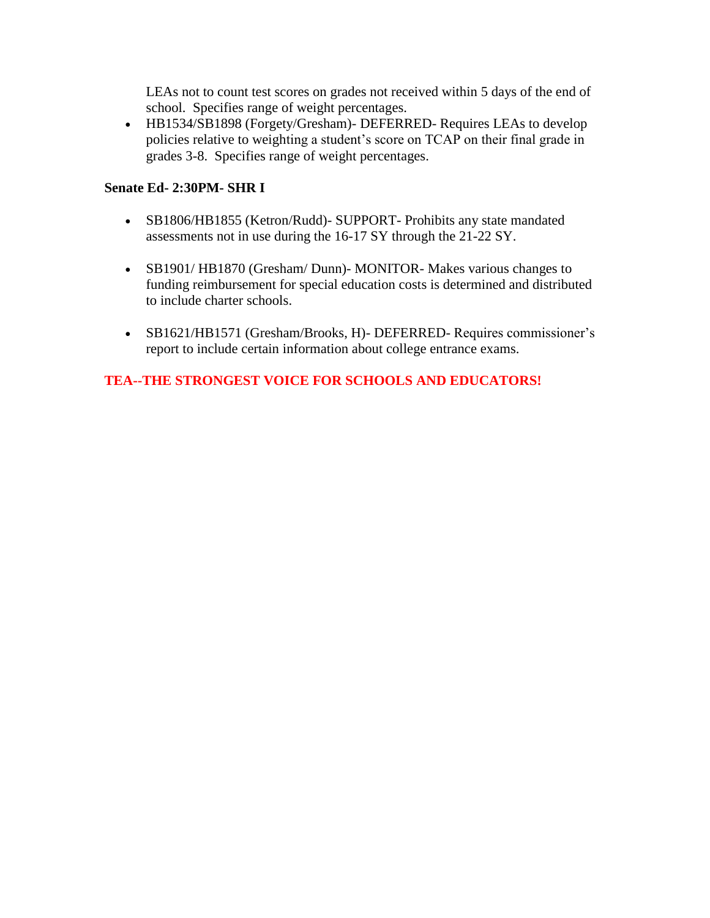LEAs not to count test scores on grades not received within 5 days of the end of school. Specifies range of weight percentages.

- HB1534/SB1898 (Forgety/Gresham)- DEFERRED- Requires LEAs to develop policies relative to weighting a student's score on TCAP on their final grade in grades 3-8. Specifies range of weight percentages.

**Senate Ed- 2:30PM- SHR I**

- SB1806/HB1855 (Ketron/Rudd)- SUPPORT- Prohibits any state mandated assessments not in use during the 16-17 SY through the 21-22 SY.

- SB1901/ HB1870 (Gresham/ Dunn)- MONITOR- Makes various changes to funding reimbursement for special education costs is determined and distributed to include charter schools.

- SB1621/HB1571 (Gresham/Brooks, H)- DEFERRED- Requires commissioner's report to include certain information about college entrance exams.

**TEA--THE STRONGEST VOICE FOR SCHOOLS AND EDUCATORS!**